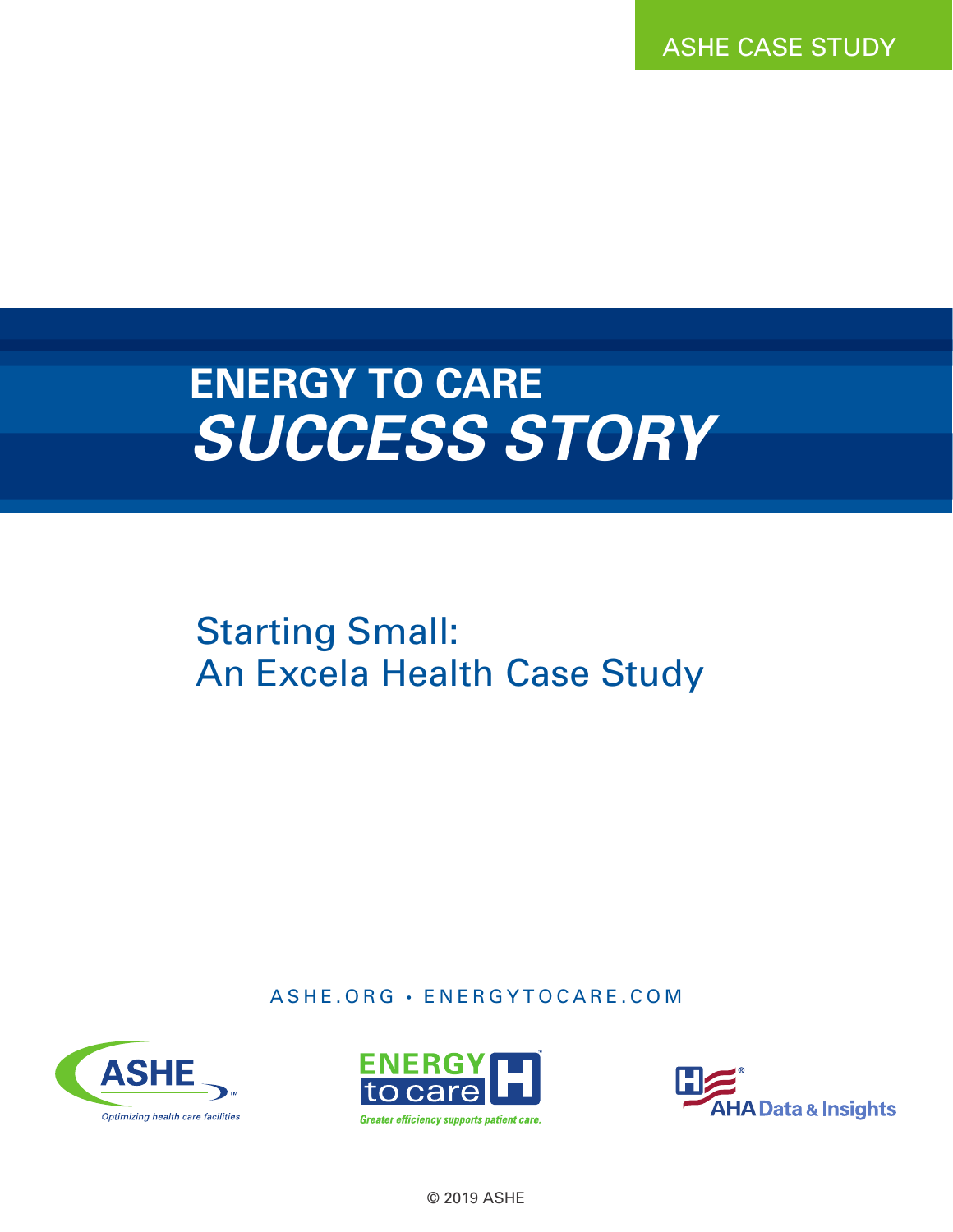ASHE CASE STUDY

# ENERGY TO CARE *SUCCESS STORY*

## Starting Small: An Excela Health Case Study

ASHE.ORG • ENERGYTOCARE.COM

© 2019 ASHE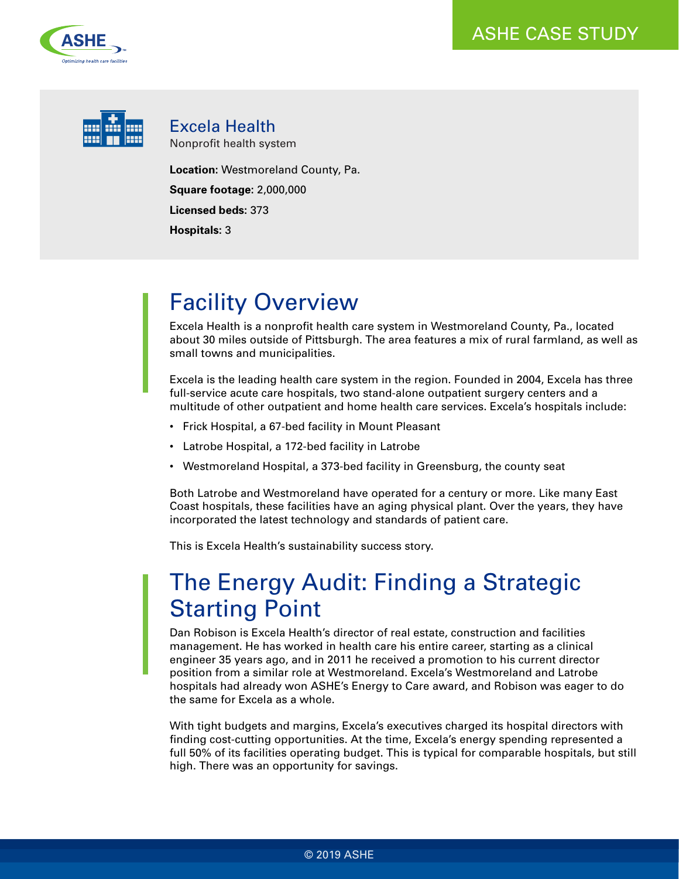ASHE CASE STUDY

## Excela Health

Nonprofit health system

**Location:** Westmoreland County, Pa.

**Square footage:** 2,000,000

**Licensed beds:** 373

**Hospitals:** 3

# Facility Overview

Excela Health is a nonprofit health care system in Westmoreland County, Pa., located about 30 miles outside of Pittsburgh. The area features a mix of rural farmland, as well as small towns and municipalities.

Excela is the leading health care system in the region. Founded in 2004, Excela has three full-service acute care hospitals, two stand-alone outpatient surgery centers and a multitude of other outpatient and home health care services. Excela's hospitals include:

- Frick Hospital, a 67-bed facility in Mount Pleasant
- Latrobe Hospital, a 172-bed facility in Latrobe
- Westmoreland Hospital, a 373-bed facility in Greensburg, the county seat

Both Latrobe and Westmoreland have operated for a century or more. Like many East Coast hospitals, these facilities have an aging physical plant. Over the years, they have incorporated the latest technology and standards of patient care.

This is Excela Health's sustainability success story.

# The Energy Audit: Finding a Strategic Starting Point

Dan Robison is Excela Health's director of real estate, construction and facilities management. He has worked in health care his entire career, starting as a clinical engineer 35 years ago, and in 2011 he received a promotion to his current director position from a similar role at Westmoreland. Excela's Westmoreland and Latrobe hospitals had already won ASHE's Energy to Care award, and Robison was eager to do the same for Excela as a whole.

With tight budgets and margins, Excela's executives charged its hospital directors with finding cost-cutting opportunities. At the time, Excela's energy spending represented a full 50% of its facilities operating budget. This is typical for comparable hospitals, but still high. There was an opportunity for savings.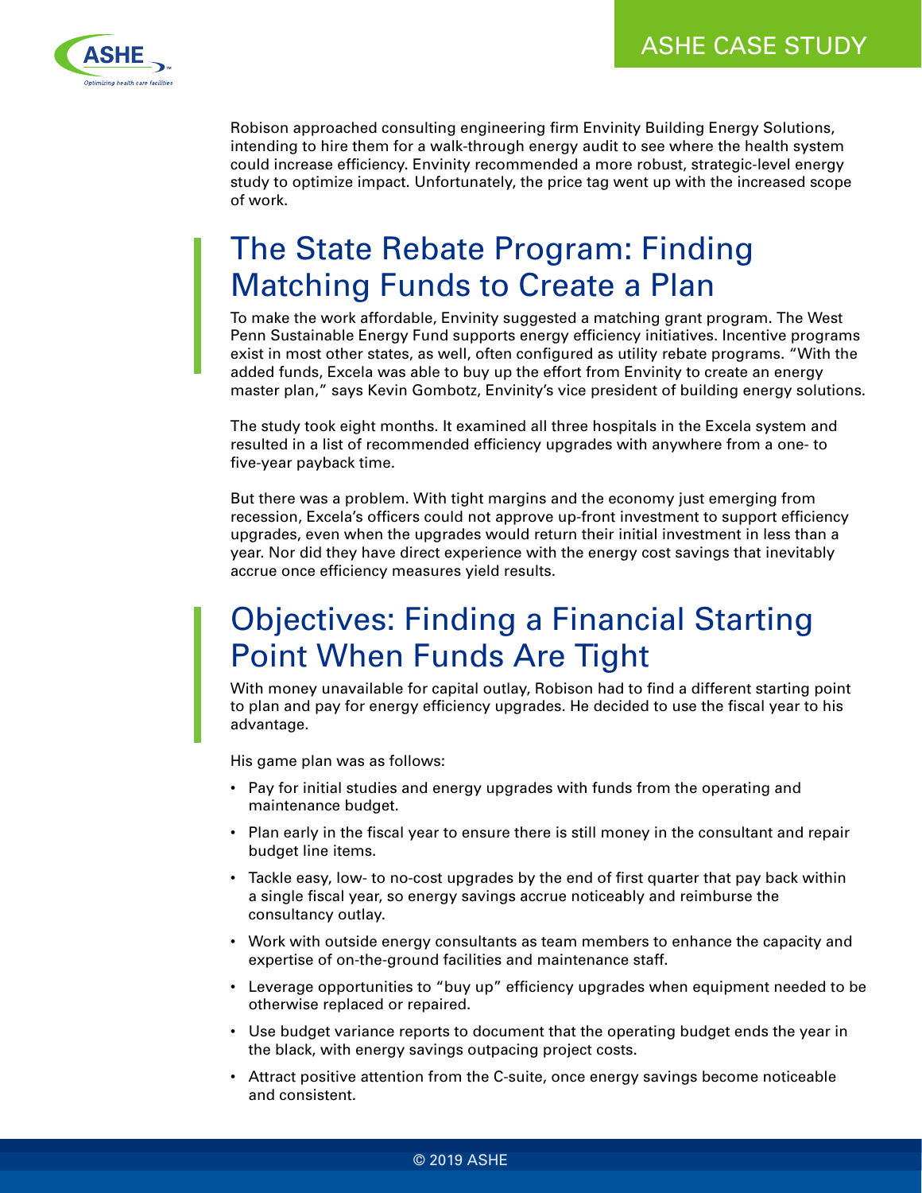Robison approached consulting engineering firm Envinity Building Energy Solutions, intending to hire them for a walk-through energy audit to see where the health system could increase efficiency. Envinity recommended a more robust, strategic-level energy study to optimize impact. Unfortunately, the price tag went up with the increased scope of work.

## The State Rebate Program: Finding Matching Funds to Create a Plan

To make the work affordable, Envinity suggested a matching grant program. The West Penn Sustainable Energy Fund supports energy efficiency initiatives. Incentive programs exist in most other states, as well, often configured as utility rebate programs. "With the added funds, Excela was able to buy up the effort from Envinity to create an energy master plan," says Kevin Gombotz, Envinity's vice president of building energy solutions.

The study took eight months. It examined all three hospitals in the Excela system and resulted in a list of recommended efficiency upgrades with anywhere from a one- to five-year payback time.

But there was a problem. With tight margins and the economy just emerging from recession, Excela's officers could not approve up-front investment to support efficiency upgrades, even when the upgrades would return their initial investment in less than a year. Nor did they have direct experience with the energy cost savings that inevitably accrue once efficiency measures yield results.

## Objectives: Finding a Financial Starting Point When Funds Are Tight

With money unavailable for capital outlay, Robison had to find a different starting point to plan and pay for energy efficiency upgrades. He decided to use the fiscal year to his advantage.

His game plan was as follows:

- Pay for initial studies and energy upgrades with funds from the operating and maintenance budget.
- Plan early in the fiscal year to ensure there is still money in the consultant and repair budget line items.
- Tackle easy, low- to no-cost upgrades by the end of first quarter that pay back within a single fiscal year, so energy savings accrue noticeably and reimburse the consultancy outlay.
- Work with outside energy consultants as team members to enhance the capacity and expertise of on-the-ground facilities and maintenance staff.
- Leverage opportunities to "buy up" efficiency upgrades when equipment needed to be otherwise replaced or repaired.
- Use budget variance reports to document that the operating budget ends the year in the black, with energy savings outpacing project costs.
- Attract positive attention from the C-suite, once energy savings become noticeable and consistent.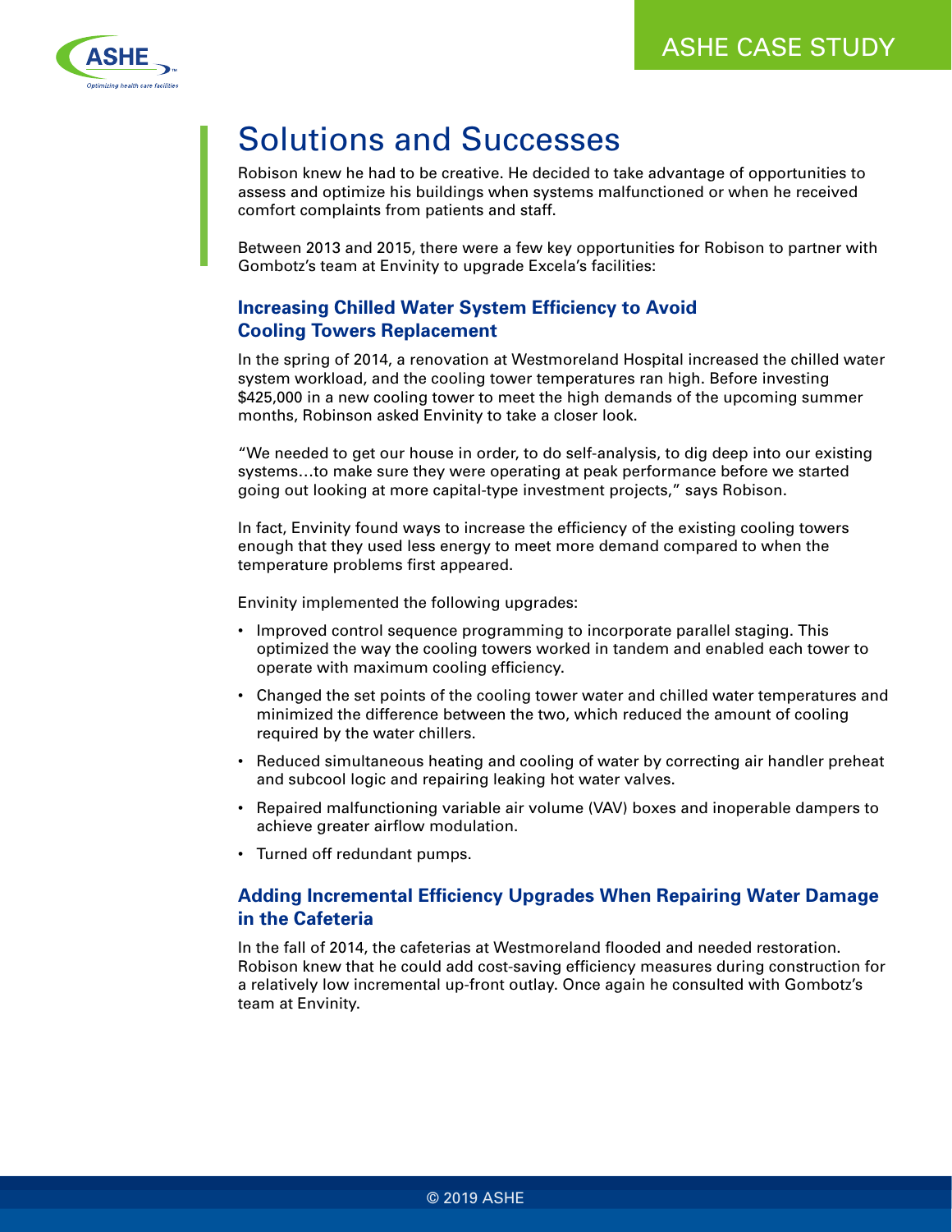# Solutions and Successes

Robison knew he had to be creative. He decided to take advantage of opportunities to assess and optimize his buildings when systems malfunctioned or when he received comfort complaints from patients and staff.

Between 2013 and 2015, there were a few key opportunities for Robison to partner with Gombotz's team at Envinity to upgrade Excela's facilities:

### Increasing Chilled Water System Efficiency to Avoid Cooling Towers Replacement

In the spring of 2014, a renovation at Westmoreland Hospital increased the chilled water system workload, and the cooling tower temperatures ran high. Before investing $425,000 in a new cooling tower to meet the high demands of the upcoming summer months, Robison asked Envinity to take a closer look.

"We needed to get our house in order, to do self-analysis, to dig deep into our existing systems…to make sure they were operating at peak performance before we started going out looking at more capital-type investment projects," says Robison.

In fact, Envinity found ways to increase the efficiency of the existing cooling towers enough that they used less energy to meet more demand compared to when the temperature problems first appeared.

Envinity implemented the following upgrades:

- Improved control sequence programming to incorporate parallel staging. This optimized the way the cooling towers worked in tandem and enabled each tower to operate with maximum cooling efficiency.
- Changed the set points of the cooling tower water and chilled water temperatures and minimized the difference between the two, which reduced the amount of cooling required by the water chillers.
- Reduced simultaneous heating and cooling of water by correcting air handler preheat and subcool logic and repairing leaking hot water valves.
- Repaired malfunctioning variable air volume (VAV) boxes and inoperable dampers to achieve greater airflow modulation.
- Turned off redundant pumps.

### Adding Incremental Efficiency Upgrades When Repairing Water Damage in the Cafeteria

In the fall of 2014, the cafeterias at Westmoreland flooded and needed restoration. Robison knew that he could add cost-saving efficiency measures during construction for a relatively low incremental up-front outlay. Once again he consulted with Gombotz's team at Envinity.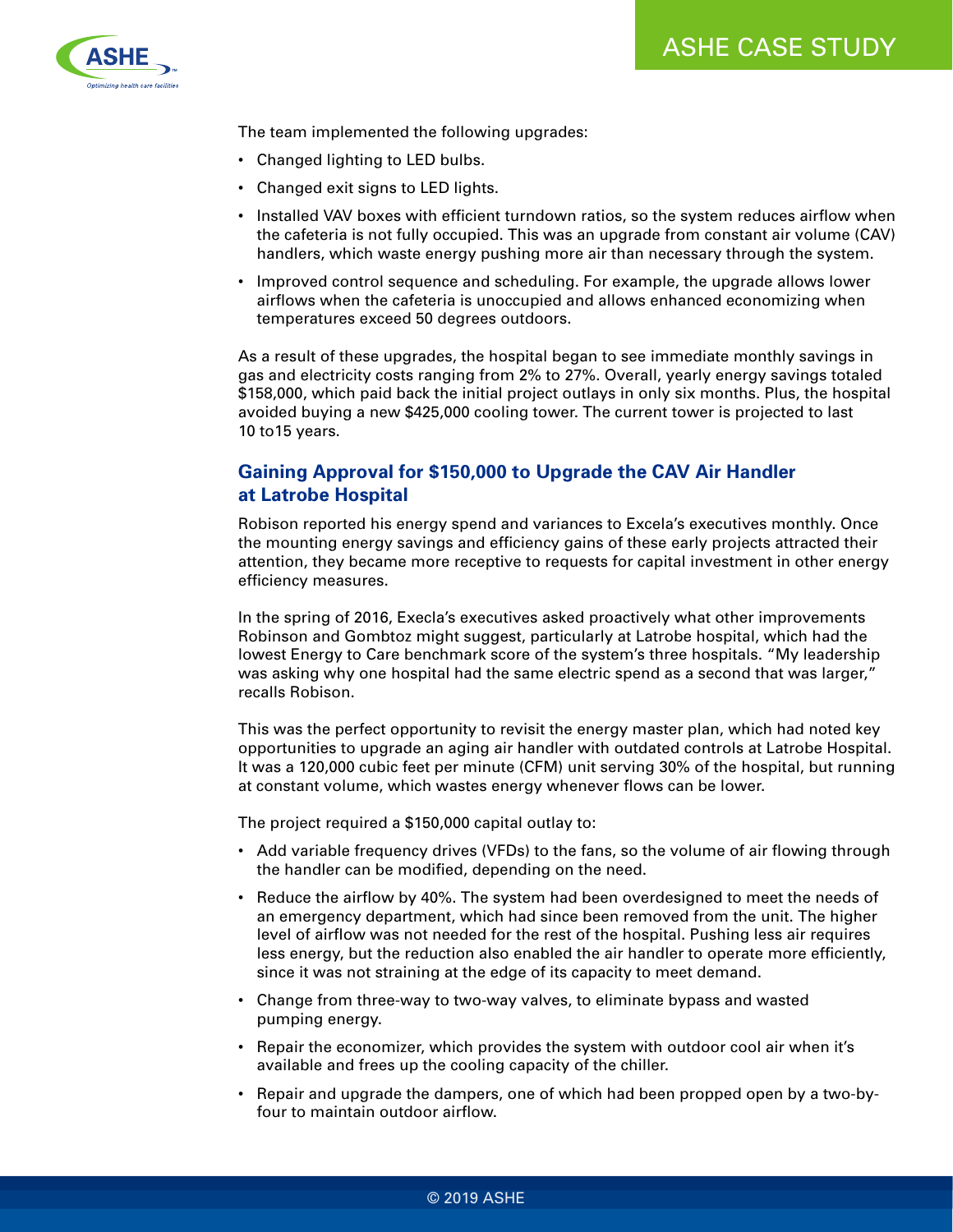The team implemented the following upgrades:

- Changed lighting to LED bulbs.
- Changed exit signs to LED lights.
- Installed VAV boxes with efficient turndown ratios, so the system reduces airflow when the cafeteria is not fully occupied. This was an upgrade from constant air volume (CAV) handlers, which waste energy pushing more air than necessary through the system.
- Improved control sequence and scheduling. For example, the upgrade allows lower airflows when the cafeteria is unoccupied and allows enhanced economizing when temperatures exceed 50 degrees outdoors.

As a result of these upgrades, the hospital began to see immediate monthly savings in gas and electricity costs ranging from 2% to 27%. Overall, yearly energy savings totaled $158,000, which paid back the initial project outlays in only six months. Plus, the hospital avoided buying a new $425,000 cooling tower. The current tower is projected to last 10 to15 years.

## Gaining Approval for $150,000 to Upgrade the CAV Air Handler at Latrobe Hospital

Robison reported his energy spend and variances to Excela's executives monthly. Once the mounting energy savings and efficiency gains of these early projects attracted their attention, they became more receptive to requests for capital investment in other energy efficiency measures.

In the spring of 2016, Execla's executives asked proactively what other improvements Robinson and Gombtoz might suggest, particularly at Latrobe hospital, which had the lowest Energy to Care benchmark score of the system's three hospitals. "My leadership was asking why one hospital had the same electric spend as a second that was larger," recalls Robison.

This was the perfect opportunity to revisit the energy master plan, which had noted key opportunities to upgrade an aging air handler with outdated controls at Latrobe Hospital. It was a 120,000 cubic feet per minute (CFM) unit serving 30% of the hospital, but running at constant volume, which wastes energy whenever flows can be lower.

The project required a $150,000 capital outlay to:

- Add variable frequency drives (VFDs) to the fans, so the volume of air flowing through the handler can be modified, depending on the need.
- Reduce the airflow by 40%. The system had been overdesigned to meet the needs of an emergency department, which had since been removed from the unit. The higher level of airflow was not needed for the rest of the hospital. Pushing less air requires less energy, but the reduction also enabled the air handler to operate more efficiently, since it was not straining at the edge of its capacity to meet demand.
- Change from three-way to two-way valves, to eliminate bypass and wasted pumping energy.
- Repair the economizer, which provides the system with outdoor cool air when it's available and frees up the cooling capacity of the chiller.
- Repair and upgrade the dampers, one of which had been propped open by a two-by-four to maintain outdoor airflow.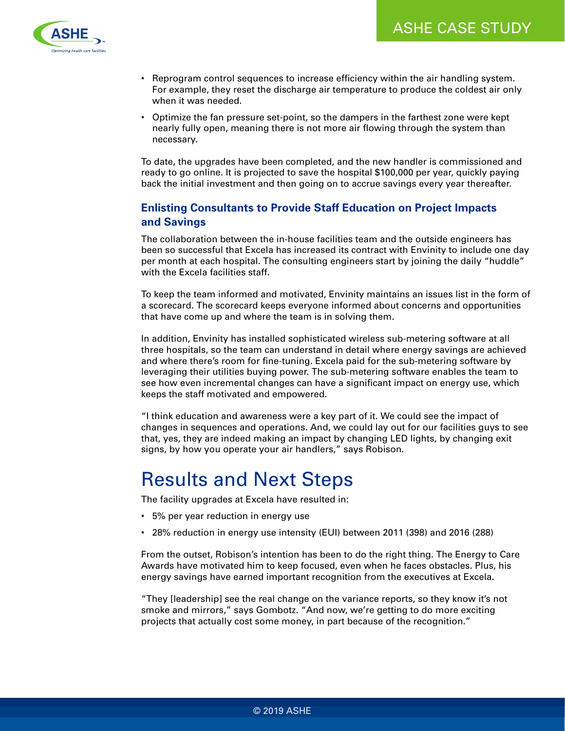- Reprogram control sequences to increase efficiency within the air handling system. For example, they reset the discharge air temperature to produce the coldest air only when it was needed.
- Optimize the fan pressure set-point, so the dampers in the farthest zone were kept nearly fully open, meaning there is not more air flowing through the system than necessary.

To date, the upgrades have been completed, and the new handler is commissioned and ready to go online. It is projected to save the hospital $100,000 per year, quickly paying back the initial investment and then going on to accrue savings every year thereafter.

### Enlisting Consultants to Provide Staff Education on Project Impacts and Savings

The collaboration between the in-house facilities team and the outside engineers has been so successful that Excela has increased its contract with Envinity to include one day per month at each hospital. The consulting engineers start by joining the daily "huddle" with the Excela facilities staff.

To keep the team informed and motivated, Envinity maintains an issues list in the form of a scorecard. The scorecard keeps everyone informed about concerns and opportunities that have come up and where the team is in solving them.

In addition, Envinity has installed sophisticated wireless sub-metering software at all three hospitals, so the team can understand in detail where energy savings are achieved and where there's room for fine-tuning. Excela paid for the sub-metering software by leveraging their utilities buying power. The sub-metering software enables the team to see how even incremental changes can have a significant impact on energy use, which keeps the staff motivated and empowered.

"I think education and awareness were a key part of it. We could see the impact of changes in sequences and operations. And, we could lay out for our facilities guys to see that, yes, they are indeed making an impact by changing LED lights, by changing exit signs, by how you operate your air handlers," says Robison.

## Results and Next Steps

The facility upgrades at Excela have resulted in:

- 5% per year reduction in energy use
- 28% reduction in energy use intensity (EUI) between 2011 (398) and 2016 (288)

From the outset, Robison's intention has been to do the right thing. The Energy to Care Awards have motivated him to keep focused, even when he faces obstacles. Plus, his energy savings have earned important recognition from the executives at Excela.

"They [leadership] see the real change on the variance reports, so they know it's not smoke and mirrors," says Gombotz. "And now, we're getting to do more exciting projects that actually cost some money, in part because of the recognition."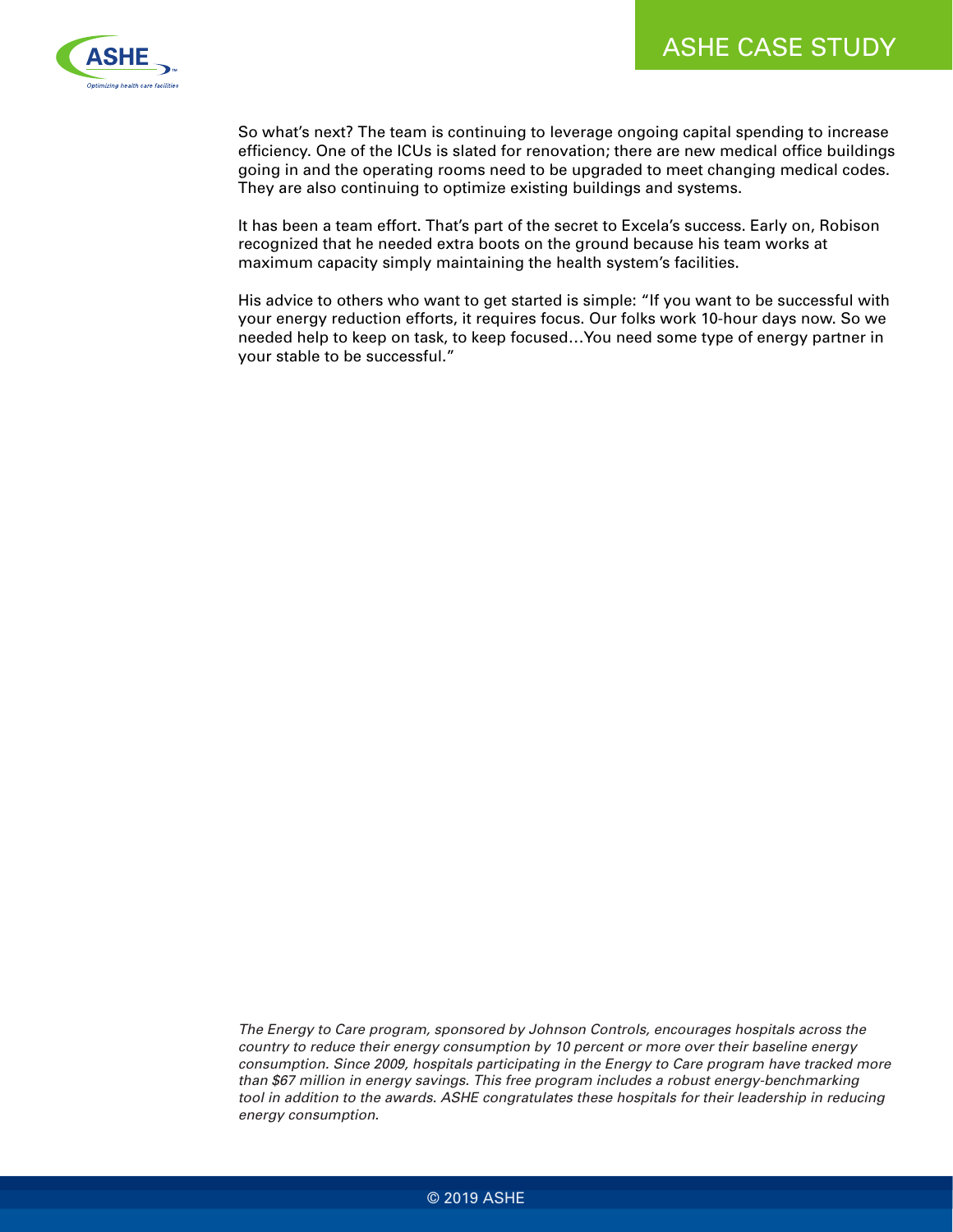So what's next? The team is continuing to leverage ongoing capital spending to increase efficiency. One of the ICUs is slated for renovation; there are new medical office buildings going in and the operating rooms need to be upgraded to meet changing medical codes. They are also continuing to optimize existing buildings and systems.

It has been a team effort. That's part of the secret to Excela's success. Early on, Robison recognized that he needed extra boots on the ground because his team works at maximum capacity simply maintaining the health system's facilities.

His advice to others who want to get started is simple: "If you want to be successful with your energy reduction efforts, it requires focus. Our folks work 10-hour days now. So we needed help to keep on task, to keep focused…You need some type of energy partner in your stable to be successful."

*The Energy to Care program, sponsored by Johnson Controls, encourages hospitals across the country to reduce their energy consumption by 10 percent or more over their baseline energy consumption. Since 2009, hospitals participating in the Energy to Care program have tracked more than $67 million in energy savings. This free program includes a robust energy-benchmarking tool in addition to the awards. ASHE congratulates these hospitals for their leadership in reducing energy consumption.*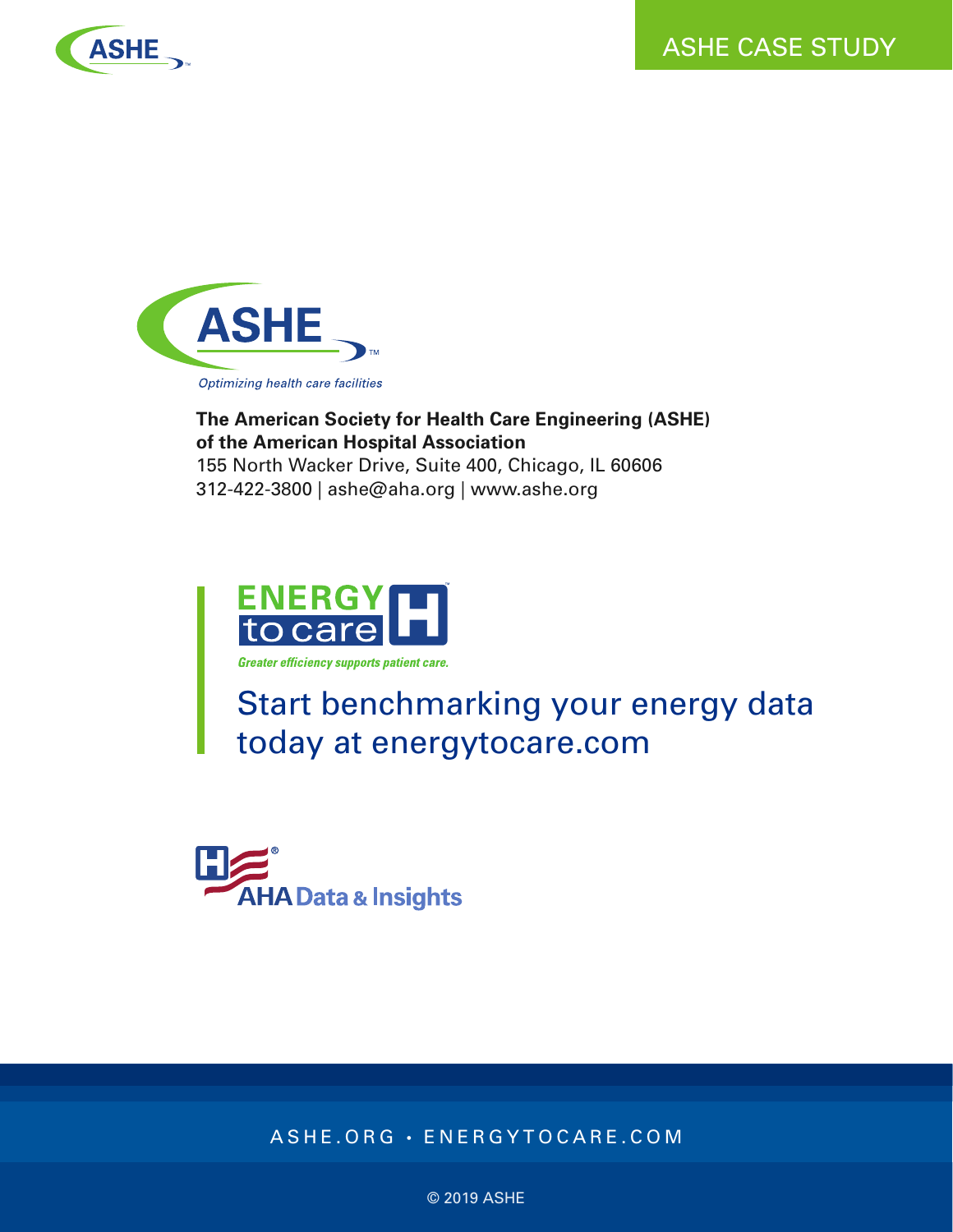ASHE CASE STUDY

ASHE

*Optimizing health care facilities*

**The American Society for Health Care Engineering (ASHE)**
**of the American Hospital Association**
155 North Wacker Drive, Suite 400, Chicago, IL 60606
312-422-3800 | ashe@aha.org | www.ashe.org

ENERGY to care

*Greater efficiency supports patient care.*

Start benchmarking your energy data today at energytocare.com

AHA Data & Insights

ASHE.ORG • ENERGYTOCARE.COM

© 2019 ASHE